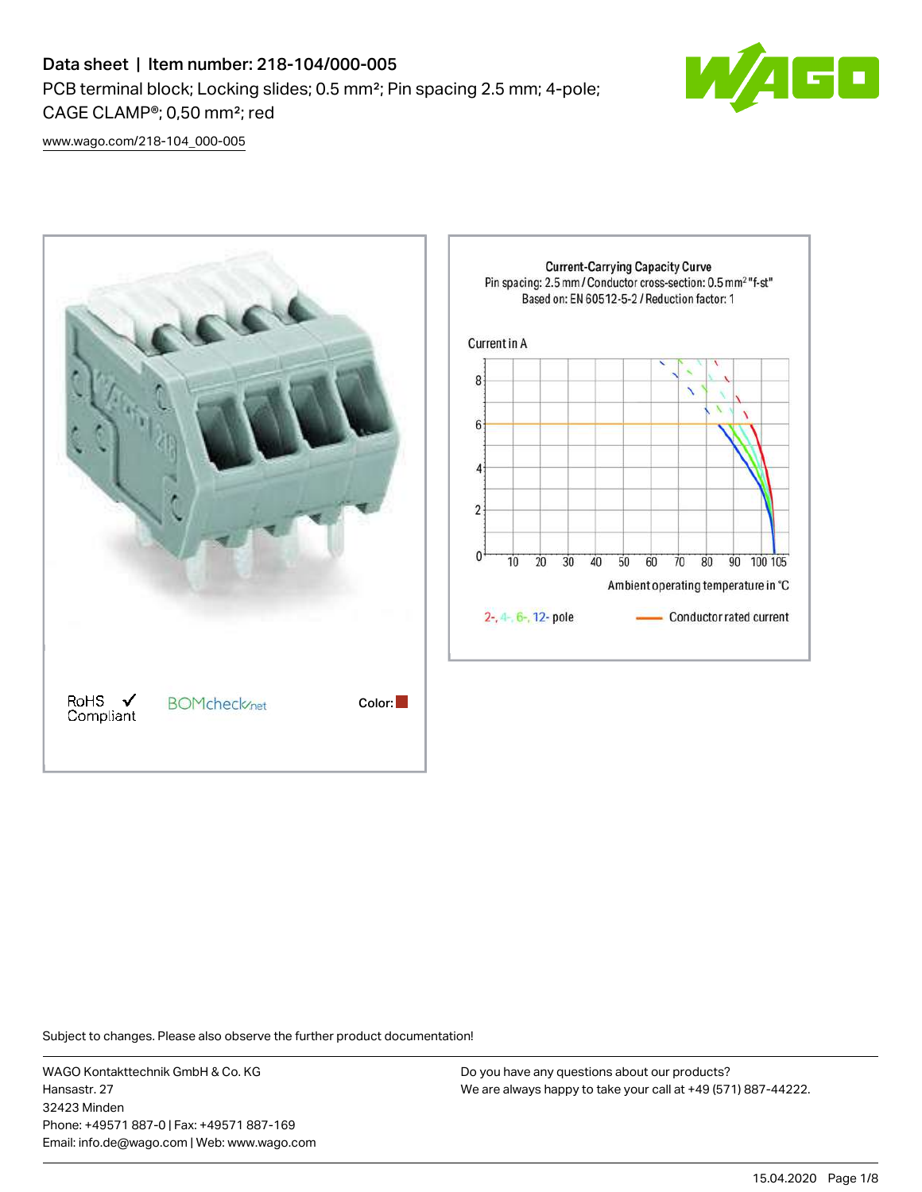# Data sheet | Item number: 218-104/000-005

PCB terminal block; Locking slides; 0.5 mm²; Pin spacing 2.5 mm; 4-pole; CAGE CLAMP®; 0,50 mm²; red

www.wago.com/218-104_000-005

RoHS ✓ Compliant

BOMcheck.net

Color:

Current-Carrying Capacity Curve
Pin spacing: 2.5 mm / Conductor cross-section: 0.5 mm² "f-st"
Based on: EN 60512-5-2 / Reduction factor: 1

Current in A

Ambient operating temperature in °C

2-, 4-, 6-, 12- pole

Conductor rated current

Subject to changes. Please also observe the further product documentation!

WAGO Kontakttechnik GmbH & Co. KG
Hansastr. 27
32423 Minden
Phone: +49571 887-0 | Fax: +49571 887-169
Email: info.de@wago.com | Web: www.wago.com

Do you have any questions about our products?
We are always happy to take your call at +49 (571) 887-44222.

15.04.2020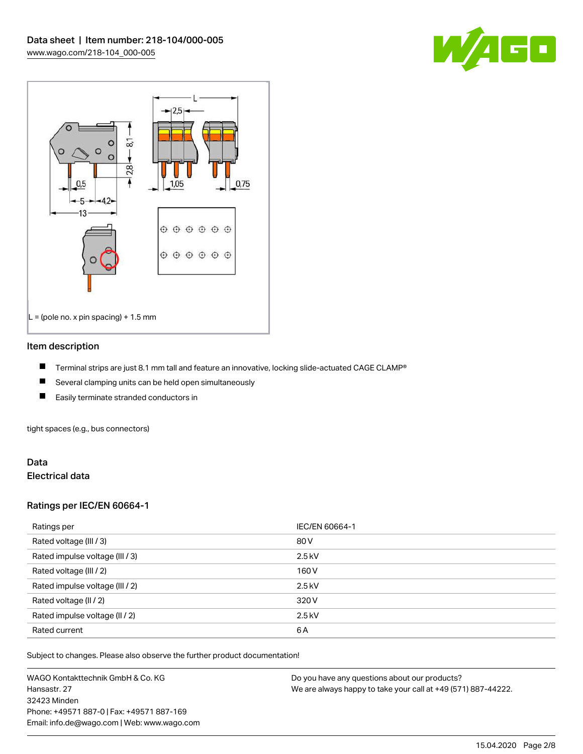L = (pole no. x pin spacing) + 1.5 mm

## Item description

- Terminal strips are just 8.1 mm tall and feature an innovative, locking slide-actuated CAGE CLAMP®
- Several clamping units can be held open simultaneously
- Easily terminate stranded conductors in

tight spaces (e.g., bus connectors)

## Data

### Electrical data

#### Ratings per IEC/EN 60664-1

| Ratings per | IEC/EN 60664-1 |
|---|---|
| Rated voltage (III / 3) | 80 V |
| Rated impulse voltage (III / 3) | 2.5 kV |
| Rated voltage (III / 2) | 160 V |
| Rated impulse voltage (III / 2) | 2.5 kV |
| Rated voltage (II / 2) | 320 V |
| Rated impulse voltage (II / 2) | 2.5 kV |
| Rated current | 6 A |

Subject to changes. Please also observe the further product documentation!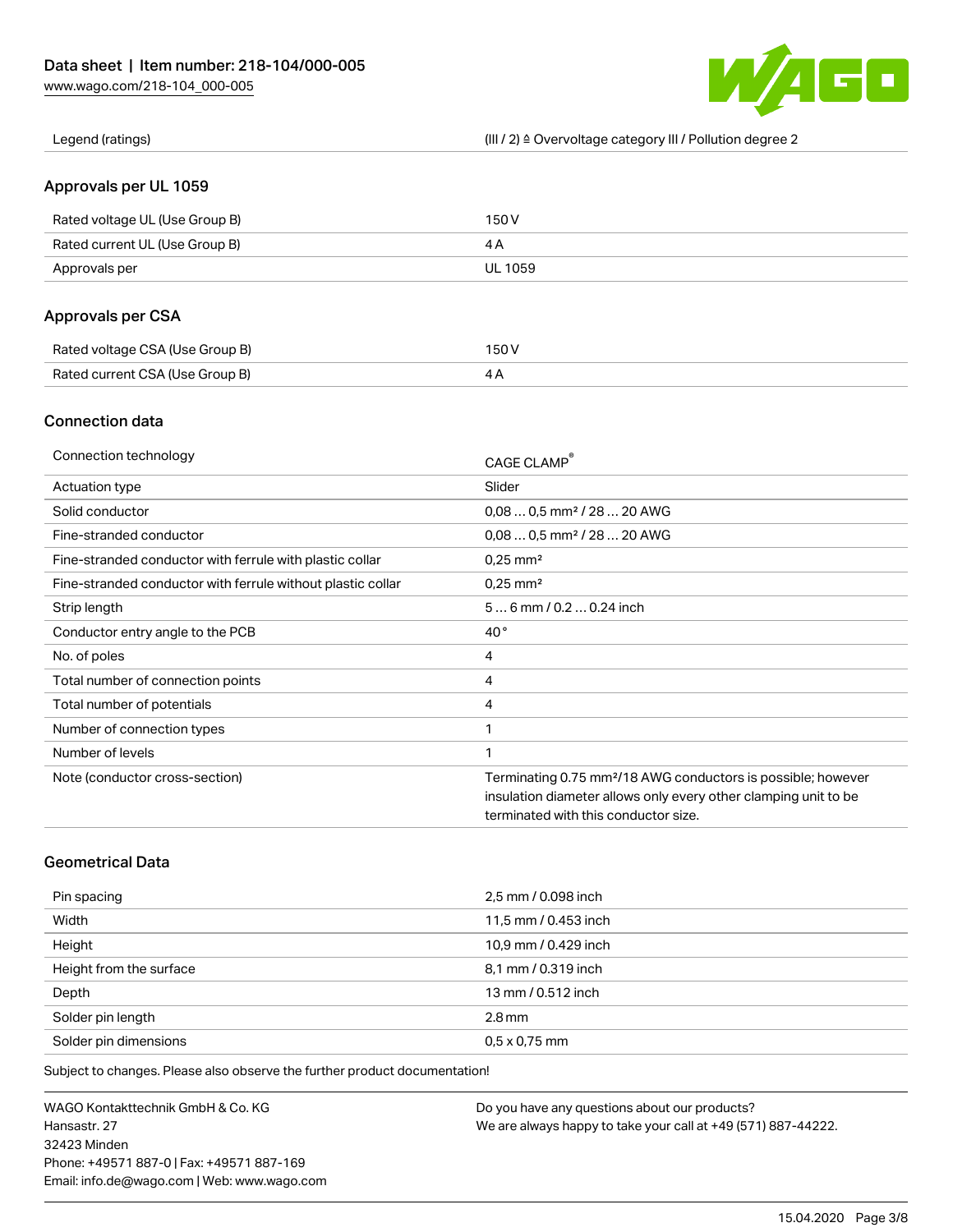| Legend (ratings) | (III / 2) ≙ Overvoltage category III / Pollution degree 2 |
|---|---|

## Approvals per UL 1059

| Rated voltage UL (Use Group B) | 150 V |
|---|---|
| Rated current UL (Use Group B) | 4 A |
| Approvals per | UL 1059 |

## Approvals per CSA

| Rated voltage CSA (Use Group B) | 150 V |
|---|---|
| Rated current CSA (Use Group B) | 4 A |

## Connection data

| Connection technology | CAGE CLAMP® |
|---|---|
| Actuation type | Slider |
| Solid conductor | 0,08 … 0,5 mm² / 28 … 20 AWG |
| Fine-stranded conductor | 0,08 … 0,5 mm² / 28 … 20 AWG |
| Fine-stranded conductor with ferrule with plastic collar | 0,25 mm² |
| Fine-stranded conductor with ferrule without plastic collar | 0,25 mm² |
| Strip length | 5 … 6 mm / 0.2 … 0.24 inch |
| Conductor entry angle to the PCB | 40 ° |
| No. of poles | 4 |
| Total number of connection points | 4 |
| Total number of potentials | 4 |
| Number of connection types | 1 |
| Number of levels | 1 |
| Note (conductor cross-section) | Terminating 0.75 mm²/18 AWG conductors is possible; however insulation diameter allows only every other clamping unit to be terminated with this conductor size. |

## Geometrical Data

| Pin spacing | 2,5 mm / 0.098 inch |
|---|---|
| Width | 11,5 mm / 0.453 inch |
| Height | 10,9 mm / 0.429 inch |
| Height from the surface | 8,1 mm / 0.319 inch |
| Depth | 13 mm / 0.512 inch |
| Solder pin length | 2.8 mm |
| Solder pin dimensions | 0,5 x 0,75 mm |

Subject to changes. Please also observe the further product documentation!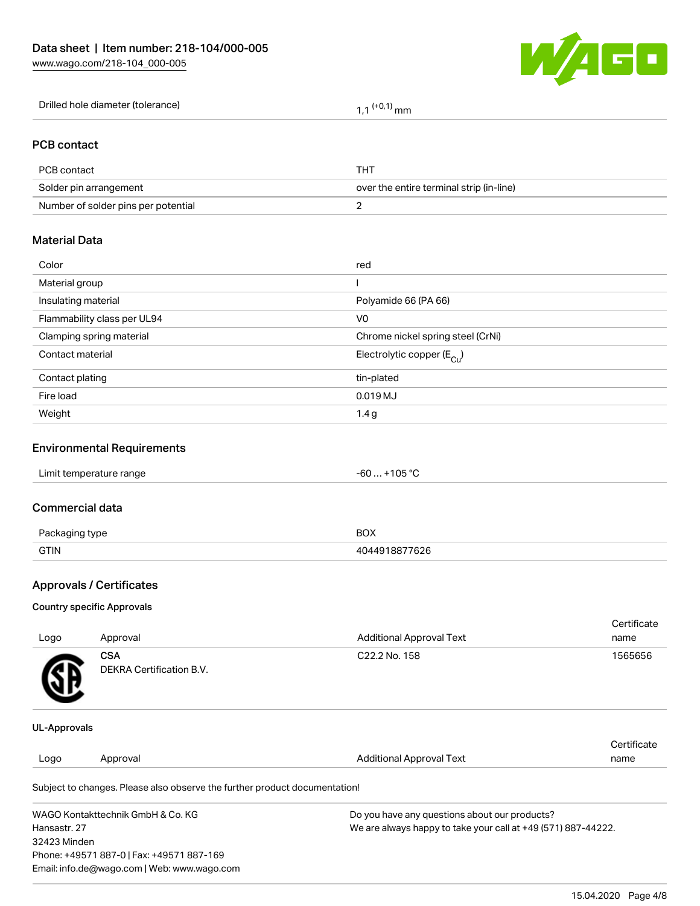| Drilled hole diameter (tolerance) | 1,1 $^{(+0,1)}$ mm |
|---|---|

## PCB contact

| PCB contact | THT |
|---|---|
| Solder pin arrangement | over the entire terminal strip (in-line) |
| Number of solder pins per potential | 2 |

## Material Data

| Color | red |
|---|---|
| Material group | I |
| Insulating material | Polyamide 66 (PA 66) |
| Flammability class per UL94 | V0 |
| Clamping spring material | Chrome nickel spring steel (CrNi) |
| Contact material | Electrolytic copper ($E_{Cu}$) |
| Contact plating | tin-plated |
| Fire load | 0.019 MJ |
| Weight | 1.4 g |

## Environmental Requirements

| Limit temperature range | -60 … +105 °C |
|---|---|

## Commercial data

| Packaging type | BOX |
|---|---|
| GTIN | 4044918877626 |

## Approvals / Certificates

### Country specific Approvals

| Logo | Approval | Additional Approval Text | Certificate name |
|---|---|---|---|
| | **CSA**<br>DEKRA Certification B.V. | C22.2 No. 158 | 1565656 |

### UL-Approvals

| Logo | Approval | Additional Approval Text | Certificate name |
|---|---|---|---|

Subject to changes. Please also observe the further product documentation!

WAGO Kontakttechnik GmbH & Co. KG
Hansastr. 27
32423 Minden
Phone: +49571 887-0 | Fax: +49571 887-169
Email: info.de@wago.com | Web: www.wago.com

Do you have any questions about our products?
We are always happy to take your call at +49 (571) 887-44222.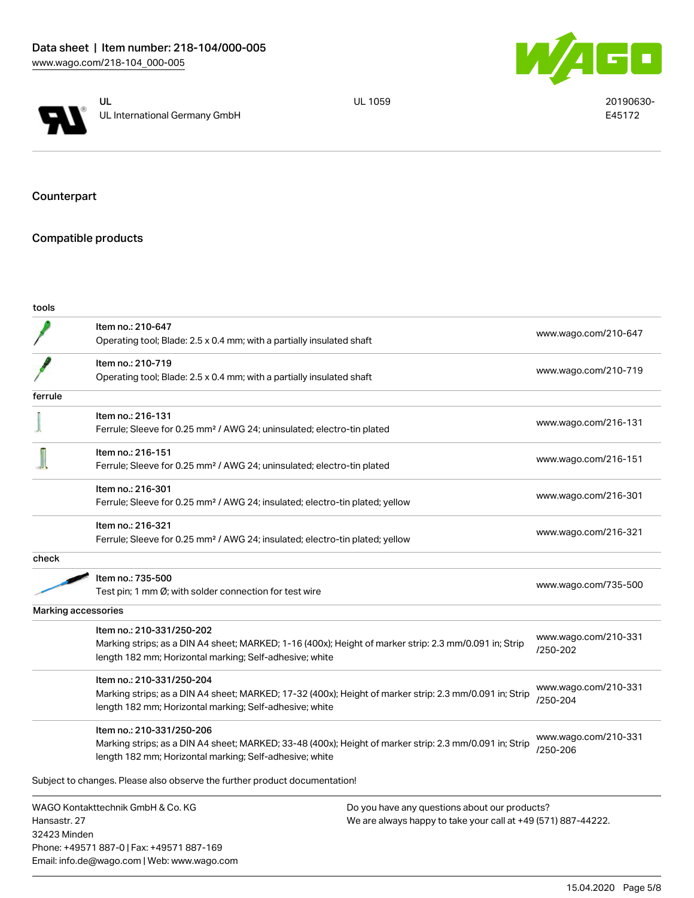| | UL<br>UL International Germany GmbH | UL 1059 | 20190630-E45172 |
|---|---|---|---|

## Counterpart

## Compatible products

| tools | | |
|---|---|---|
| | Item no.: 210-647<br>Operating tool; Blade: 2.5 x 0.4 mm; with a partially insulated shaft | www.wago.com/210-647 |
| | Item no.: 210-719<br>Operating tool; Blade: 2.5 x 0.4 mm; with a partially insulated shaft | www.wago.com/210-719 |
| **ferrule** | | |
| | Item no.: 216-131<br>Ferrule; Sleeve for 0.25 mm² / AWG 24; uninsulated; electro-tin plated | www.wago.com/216-131 |
| | Item no.: 216-151<br>Ferrule; Sleeve for 0.25 mm² / AWG 24; uninsulated; electro-tin plated | www.wago.com/216-151 |
| | Item no.: 216-301<br>Ferrule; Sleeve for 0.25 mm² / AWG 24; insulated; electro-tin plated; yellow | www.wago.com/216-301 |
| | Item no.: 216-321<br>Ferrule; Sleeve for 0.25 mm² / AWG 24; insulated; electro-tin plated; yellow | www.wago.com/216-321 |
| **check** | | |
| | Item no.: 735-500<br>Test pin; 1 mm Ø; with solder connection for test wire | www.wago.com/735-500 |
| **Marking accessories** | | |
| | Item no.: 210-331/250-202<br>Marking strips; as a DIN A4 sheet; MARKED; 1-16 (400x); Height of marker strip: 2.3 mm/0.091 in; Strip length 182 mm; Horizontal marking; Self-adhesive; white | www.wago.com/210-331/250-202 |
| | Item no.: 210-331/250-204<br>Marking strips; as a DIN A4 sheet; MARKED; 17-32 (400x); Height of marker strip: 2.3 mm/0.091 in; Strip length 182 mm; Horizontal marking; Self-adhesive; white | www.wago.com/210-331/250-204 |
| | Item no.: 210-331/250-206<br>Marking strips; as a DIN A4 sheet; MARKED; 33-48 (400x); Height of marker strip: 2.3 mm/0.091 in; Strip length 182 mm; Horizontal marking; Self-adhesive; white | www.wago.com/210-331/250-206 |

Subject to changes. Please also observe the further product documentation!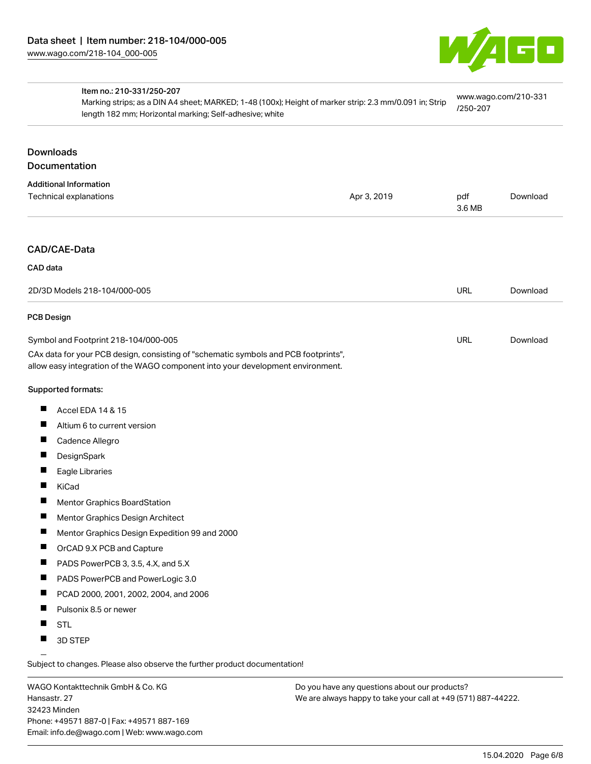| Item no.: 210-331/250-207 | |
| --- | --- |
| Marking strips; as a DIN A4 sheet; MARKED; 1-48 (100x); Height of marker strip: 2.3 mm/0.091 in; Strip length 182 mm; Horizontal marking; Self-adhesive; white | www.wago.com/210-331/250-207 |

## Downloads
## Documentation

### Additional Information

| | | | |
| --- | --- | --- | --- |
| Technical explanations | Apr 3, 2019 | pdf 3.6 MB | Download |

## CAD/CAE-Data

### CAD data

| | | |
| --- | --- | --- |
| 2D/3D Models 218-104/000-005 | URL | Download |

### PCB Design

| | | |
| --- | --- | --- |
| Symbol and Footprint 218-104/000-005 | URL | Download |

CAx data for your PCB design, consisting of "schematic symbols and PCB footprints", allow easy integration of the WAGO component into your development environment.

**Supported formats:**

- Accel EDA 14 & 15
- Altium 6 to current version
- Cadence Allegro
- DesignSpark
- Eagle Libraries
- KiCad
- Mentor Graphics BoardStation
- Mentor Graphics Design Architect
- Mentor Graphics Design Expedition 99 and 2000
- OrCAD 9.X PCB and Capture
- PADS PowerPCB 3, 3.5, 4.X, and 5.X
- PADS PowerPCB and PowerLogic 3.0
- PCAD 2000, 2001, 2002, 2004, and 2006
- Pulsonix 8.5 or newer
- STL
- 3D STEP

Subject to changes. Please also observe the further product documentation!

WAGO Kontakttechnik GmbH & Co. KG
Hansastr. 27
32423 Minden
Phone: +49571 887-0 | Fax: +49571 887-169
Email: info.de@wago.com | Web: www.wago.com

Do you have any questions about our products?
We are always happy to take your call at +49 (571) 887-44222.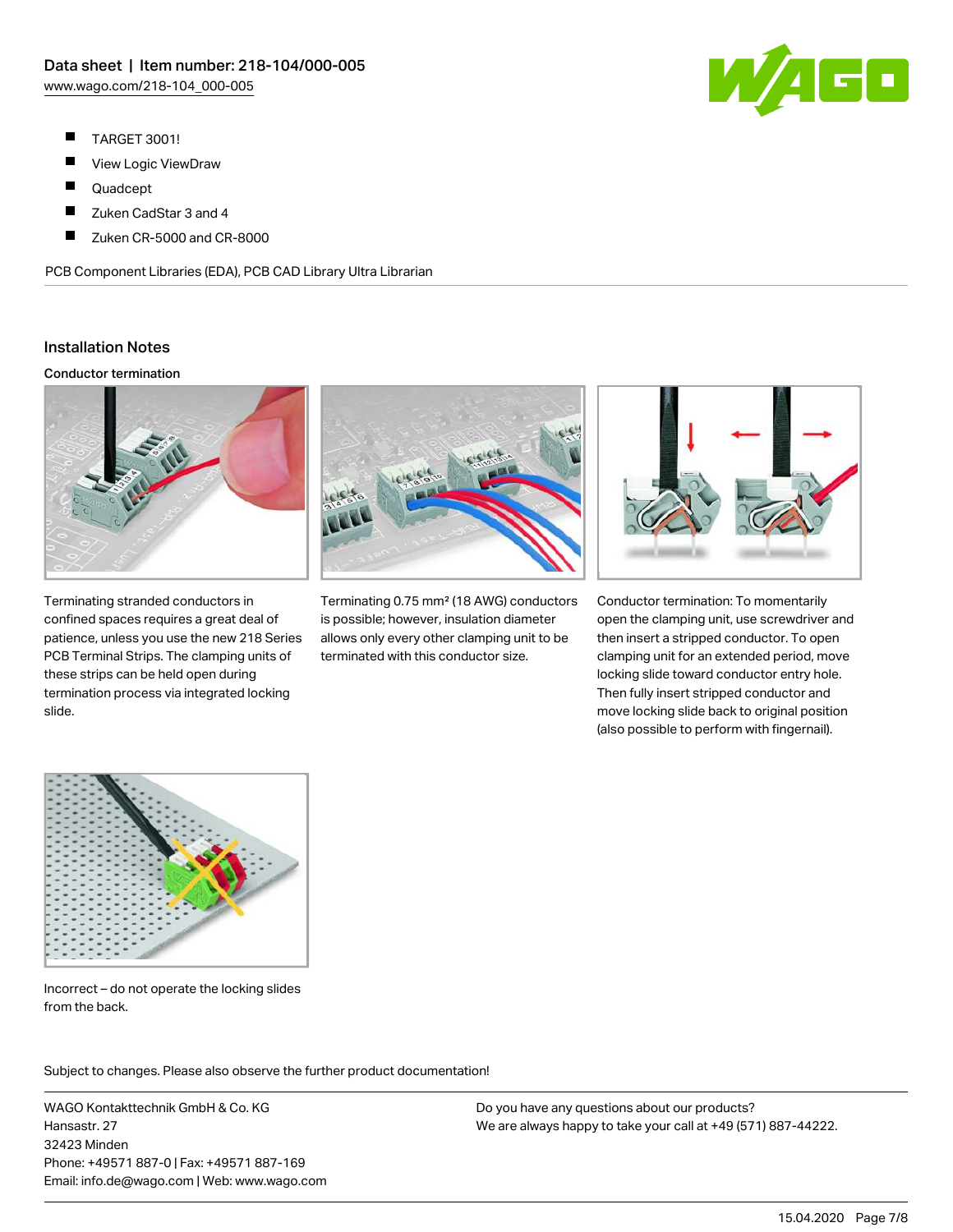- TARGET 3001!
- View Logic ViewDraw
- Quadcept
- Zuken CadStar 3 and 4
- Zuken CR-5000 and CR-8000

PCB Component Libraries (EDA), PCB CAD Library Ultra Librarian

## Installation Notes

### Conductor termination

Terminating stranded conductors in confined spaces requires a great deal of patience, unless you use the new 218 Series PCB Terminal Strips. The clamping units of these strips can be held open during termination process via integrated locking slide.

Terminating 0.75 mm² (18 AWG) conductors is possible; however, insulation diameter allows only every other clamping unit to be terminated with this conductor size.

Conductor termination: To momentarily open the clamping unit, use screwdriver and then insert a stripped conductor. To open clamping unit for an extended period, move locking slide toward conductor entry hole. Then fully insert stripped conductor and move locking slide back to original position (also possible to perform with fingernail).

Incorrect – do not operate the locking slides from the back.

Subject to changes. Please also observe the further product documentation!

WAGO Kontakttechnik GmbH & Co. KG
Hansastr. 27
32423 Minden
Phone: +49571 887-0 | Fax: +49571 887-169
Email: info.de@wago.com | Web: www.wago.com

Do you have any questions about our products?
We are always happy to take your call at +49 (571) 887-44222.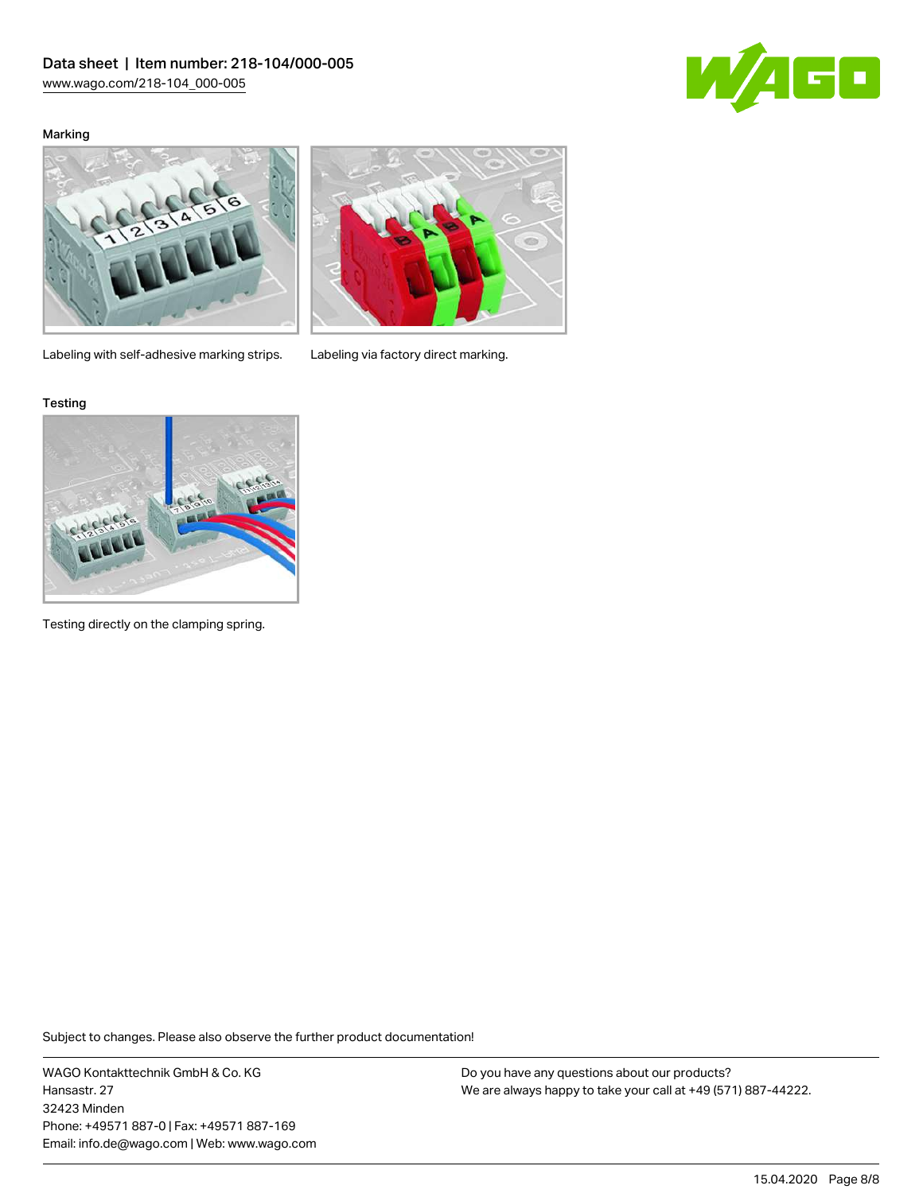## Marking

Labeling with self-adhesive marking strips.

Labeling via factory direct marking.

## Testing

Testing directly on the clamping spring.

Subject to changes. Please also observe the further product documentation!

WAGO Kontakttechnik GmbH & Co. KG
Hansastr. 27
32423 Minden
Phone: +49571 887-0 | Fax: +49571 887-169
Email: info.de@wago.com | Web: www.wago.com

Do you have any questions about our products?
We are always happy to take your call at +49 (571) 887-44222.